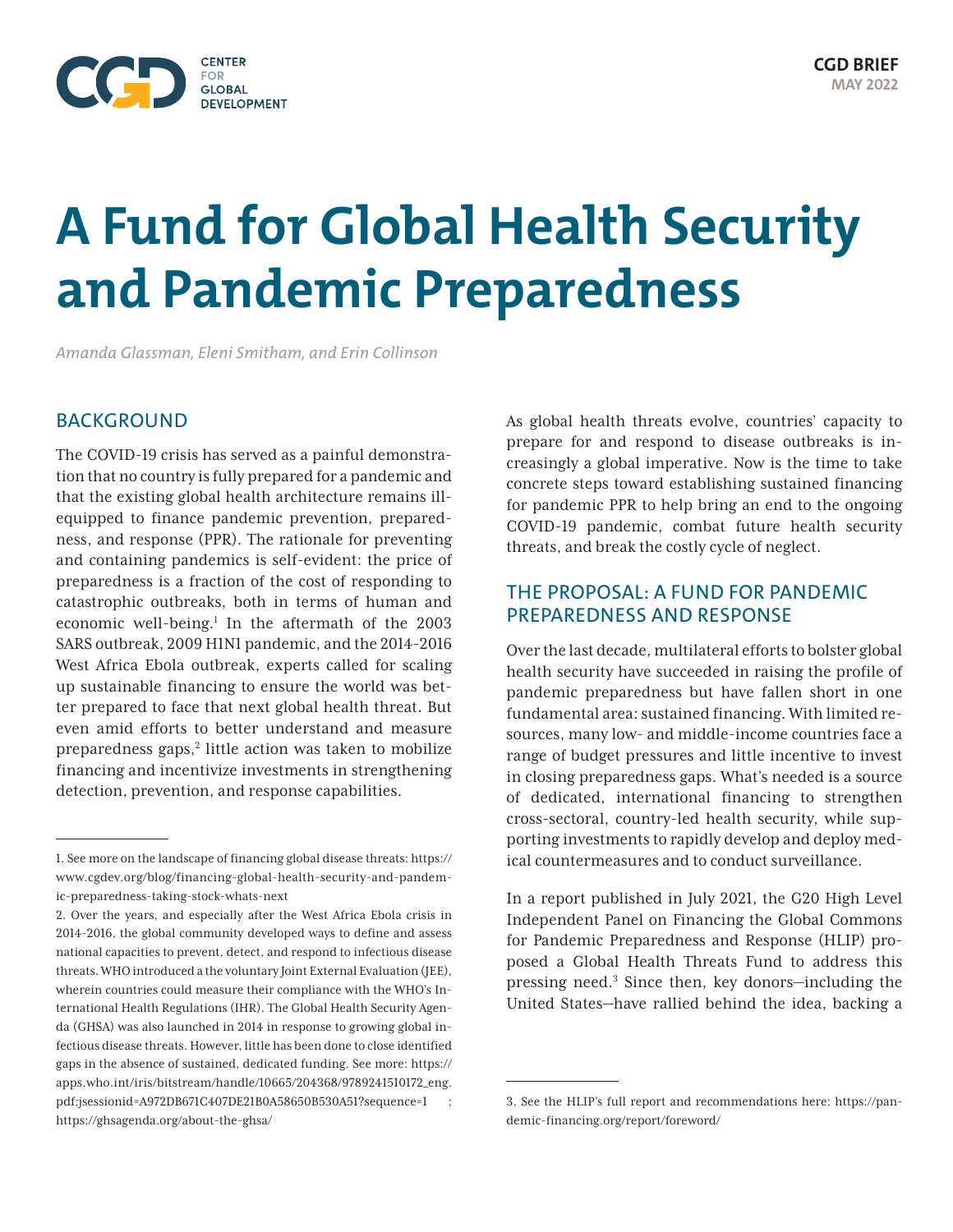# A Fund for Global Health Security and Pandemic Preparedness

*Amanda Glassman, Eleni Smitham, and Erin Collinson*

## BACKGROUND

The COVID-19 crisis has served as a painful demonstration that no country is fully prepared for a pandemic and that the existing global health architecture remains ill-equipped to finance pandemic prevention, preparedness, and response (PPR). The rationale for preventing and containing pandemics is self-evident: the price of preparedness is a fraction of the cost of responding to catastrophic outbreaks, both in terms of human and economic well-being.[1] In the aftermath of the 2003 SARS outbreak, 2009 H1N1 pandemic, and the 2014-2016 West Africa Ebola outbreak, experts called for scaling up sustainable financing to ensure the world was better prepared to face that next global health threat. But even amid efforts to better understand and measure preparedness gaps,[2] little action was taken to mobilize financing and incentivize investments in strengthening detection, prevention, and response capabilities.

As global health threats evolve, countries' capacity to prepare for and respond to disease outbreaks is increasingly a global imperative. Now is the time to take concrete steps toward establishing sustained financing for pandemic PPR to help bring an end to the ongoing COVID-19 pandemic, combat future health security threats, and break the costly cycle of neglect.

## THE PROPOSAL: A FUND FOR PANDEMIC PREPAREDNESS AND RESPONSE

Over the last decade, multilateral efforts to bolster global health security have succeeded in raising the profile of pandemic preparedness but have fallen short in one fundamental area: sustained financing. With limited resources, many low- and middle-income countries face a range of budget pressures and little incentive to invest in closing preparedness gaps. What's needed is a source of dedicated, international financing to strengthen cross-sectoral, country-led health security, while supporting investments to rapidly develop and deploy medical countermeasures and to conduct surveillance.

In a report published in July 2021, the G20 High Level Independent Panel on Financing the Global Commons for Pandemic Preparedness and Response (HLIP) proposed a Global Health Threats Fund to address this pressing need.[3] Since then, key donors—including the United States—have rallied behind the idea, backing a

---

1. See more on the landscape of financing global disease threats: https://www.cgdev.org/blog/financing-global-health-security-and-pandemic-preparedness-taking-stock-whats-next

2. Over the years, and especially after the West Africa Ebola crisis in 2014-2016, the global community developed ways to define and assess national capacities to prevent, detect, and respond to infectious disease threats. WHO introduced a the voluntary Joint External Evaluation (JEE), wherein countries could measure their compliance with the WHO's International Health Regulations (IHR). The Global Health Security Agenda (GHSA) was also launched in 2014 in response to growing global infectious disease threats. However, little has been done to close identified gaps in the absence of sustained, dedicated funding. See more: https://apps.who.int/iris/bitstream/handle/10665/204368/9789241510172_eng.pdf;jsessionid=A972DB671C407DE21B0A58650B530A51?sequence=1 ; https://ghsagenda.org/about-the-ghsa/

3. See the HLIP's full report and recommendations here: https://pandemic-financing.org/report/foreword/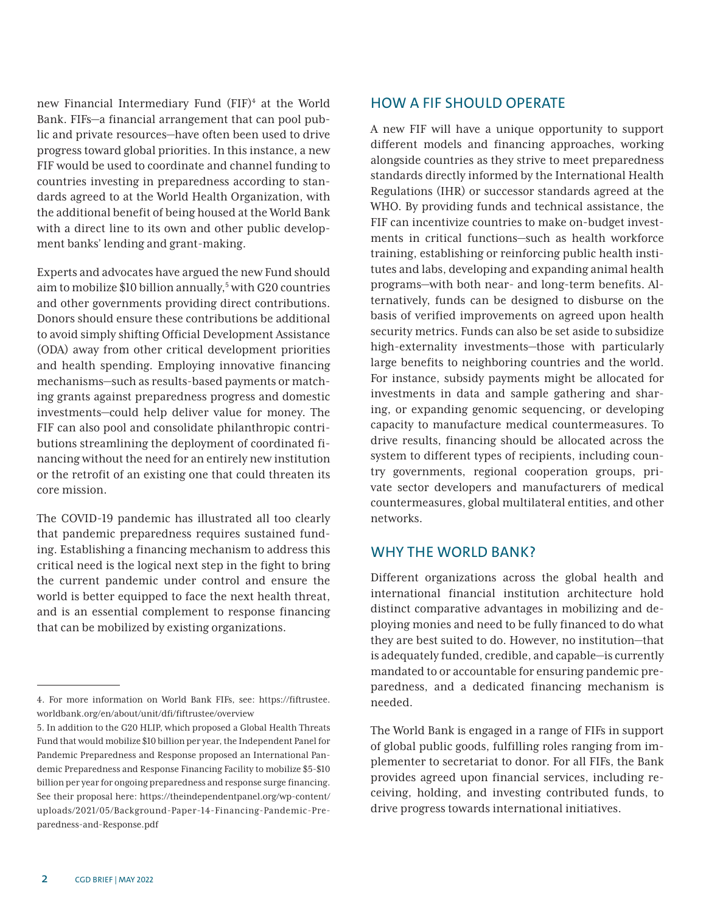new Financial Intermediary Fund (FIF)[4] at the World Bank. FIFs—a financial arrangement that can pool public and private resources—have often been used to drive progress toward global priorities. In this instance, a new FIF would be used to coordinate and channel funding to countries investing in preparedness according to standards agreed to at the World Health Organization, with the additional benefit of being housed at the World Bank with a direct line to its own and other public development banks' lending and grant-making.

Experts and advocates have argued the new Fund should aim to mobilize $10 billion annually,[5] with G20 countries and other governments providing direct contributions. Donors should ensure these contributions be additional to avoid simply shifting Official Development Assistance (ODA) away from other critical development priorities and health spending. Employing innovative financing mechanisms—such as results-based payments or matching grants against preparedness progress and domestic investments—could help deliver value for money. The FIF can also pool and consolidate philanthropic contributions streamlining the deployment of coordinated financing without the need for an entirely new institution or the retrofit of an existing one that could threaten its core mission.

The COVID-19 pandemic has illustrated all too clearly that pandemic preparedness requires sustained funding. Establishing a financing mechanism to address this critical need is the logical next step in the fight to bring the current pandemic under control and ensure the world is better equipped to face the next health threat, and is an essential complement to response financing that can be mobilized by existing organizations.

## HOW A FIF SHOULD OPERATE

A new FIF will have a unique opportunity to support different models and financing approaches, working alongside countries as they strive to meet preparedness standards directly informed by the International Health Regulations (IHR) or successor standards agreed at the WHO. By providing funds and technical assistance, the FIF can incentivize countries to make on-budget investments in critical functions—such as health workforce training, establishing or reinforcing public health institutes and labs, developing and expanding animal health programs—with both near- and long-term benefits. Alternatively, funds can be designed to disburse on the basis of verified improvements on agreed upon health security metrics. Funds can also be set aside to subsidize high-externality investments—those with particularly large benefits to neighboring countries and the world. For instance, subsidy payments might be allocated for investments in data and sample gathering and sharing, or expanding genomic sequencing, or developing capacity to manufacture medical countermeasures. To drive results, financing should be allocated across the system to different types of recipients, including country governments, regional cooperation groups, private sector developers and manufacturers of medical countermeasures, global multilateral entities, and other networks.

## WHY THE WORLD BANK?

Different organizations across the global health and international financial institution architecture hold distinct comparative advantages in mobilizing and deploying monies and need to be fully financed to do what they are best suited to do. However, no institution—that is adequately funded, credible, and capable—is currently mandated to or accountable for ensuring pandemic preparedness, and a dedicated financing mechanism is needed.

The World Bank is engaged in a range of FIFs in support of global public goods, fulfilling roles ranging from implementer to secretariat to donor. For all FIFs, the Bank provides agreed upon financial services, including receiving, holding, and investing contributed funds, to drive progress towards international initiatives.

---

4. For more information on World Bank FIFs, see: https://fiftrustee.worldbank.org/en/about/unit/dfi/fiftrustee/overview

5. In addition to the G20 HLIP, which proposed a Global Health Threats Fund that would mobilize $10 billion per year, the Independent Panel for Pandemic Preparedness and Response proposed an International Pandemic Preparedness and Response Financing Facility to mobilize $5-$10 billion per year for ongoing preparedness and response surge financing. See their proposal here: https://theindependentpanel.org/wp-content/uploads/2021/05/Background-Paper-14-Financing-Pandemic-Preparedness-and-Response.pdf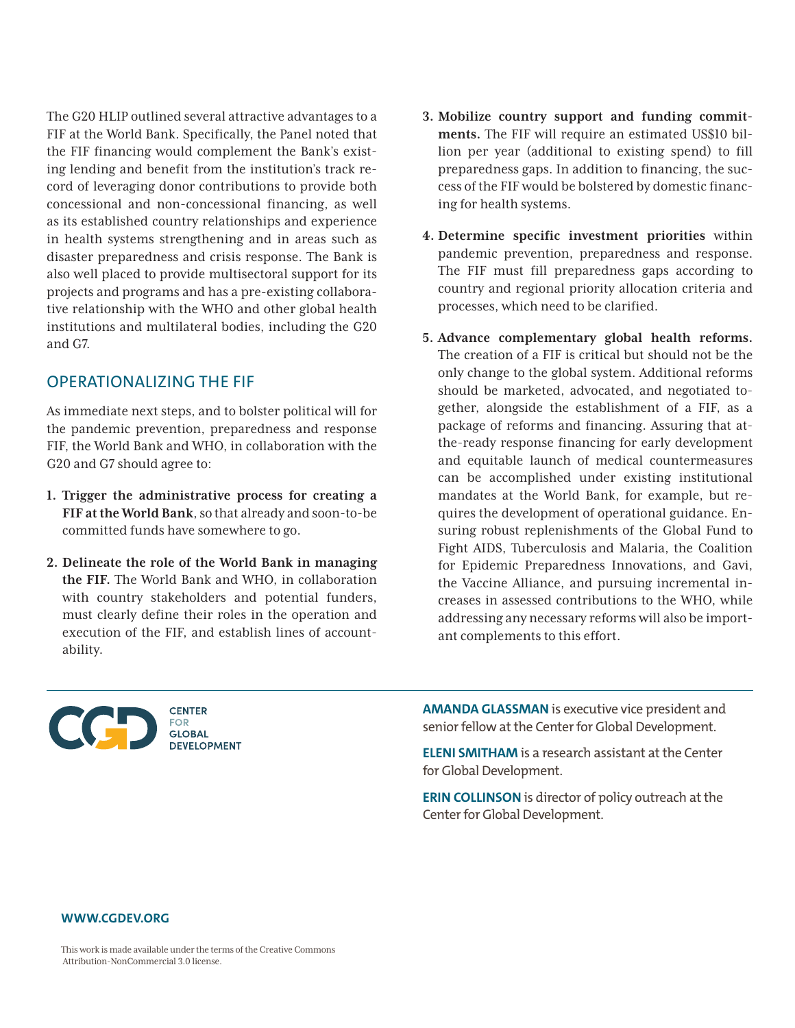The G20 HLIP outlined several attractive advantages to a FIF at the World Bank. Specifically, the Panel noted that the FIF financing would complement the Bank's existing lending and benefit from the institution's track record of leveraging donor contributions to provide both concessional and non-concessional financing, as well as its established country relationships and experience in health systems strengthening and in areas such as disaster preparedness and crisis response. The Bank is also well placed to provide multisectoral support for its projects and programs and has a pre-existing collaborative relationship with the WHO and other global health institutions and multilateral bodies, including the G20 and G7.

## OPERATIONALIZING THE FIF

As immediate next steps, and to bolster political will for the pandemic prevention, preparedness and response FIF, the World Bank and WHO, in collaboration with the G20 and G7 should agree to:

1. **Trigger the administrative process for creating a FIF at the World Bank**, so that already and soon-to-be committed funds have somewhere to go.
2. **Delineate the role of the World Bank in managing the FIF.** The World Bank and WHO, in collaboration with country stakeholders and potential funders, must clearly define their roles in the operation and execution of the FIF, and establish lines of accountability.
3. **Mobilize country support and funding commitments.** The FIF will require an estimated US$10 billion per year (additional to existing spend) to fill preparedness gaps. In addition to financing, the success of the FIF would be bolstered by domestic financing for health systems.
4. **Determine specific investment priorities** within pandemic prevention, preparedness and response. The FIF must fill preparedness gaps according to country and regional priority allocation criteria and processes, which need to be clarified.
5. **Advance complementary global health reforms.** The creation of a FIF is critical but should not be the only change to the global system. Additional reforms should be marketed, advocated, and negotiated together, alongside the establishment of a FIF, as a package of reforms and financing. Assuring that at-the-ready response financing for early development and equitable launch of medical countermeasures can be accomplished under existing institutional mandates at the World Bank, for example, but requires the development of operational guidance. Ensuring robust replenishments of the Global Fund to Fight AIDS, Tuberculosis and Malaria, the Coalition for Epidemic Preparedness Innovations, and Gavi, the Vaccine Alliance, and pursuing incremental increases in assessed contributions to the WHO, while addressing any necessary reforms will also be important complements to this effort.

CENTER FOR GLOBAL DEVELOPMENT

**AMANDA GLASSMAN** is executive vice president and senior fellow at the Center for Global Development.

**ELENI SMITHAM** is a research assistant at the Center for Global Development.

**ERIN COLLINSON** is director of policy outreach at the Center for Global Development.

**WWW.CGDEV.ORG**

This work is made available under the terms of the Creative Commons Attribution-NonCommercial 3.0 license.